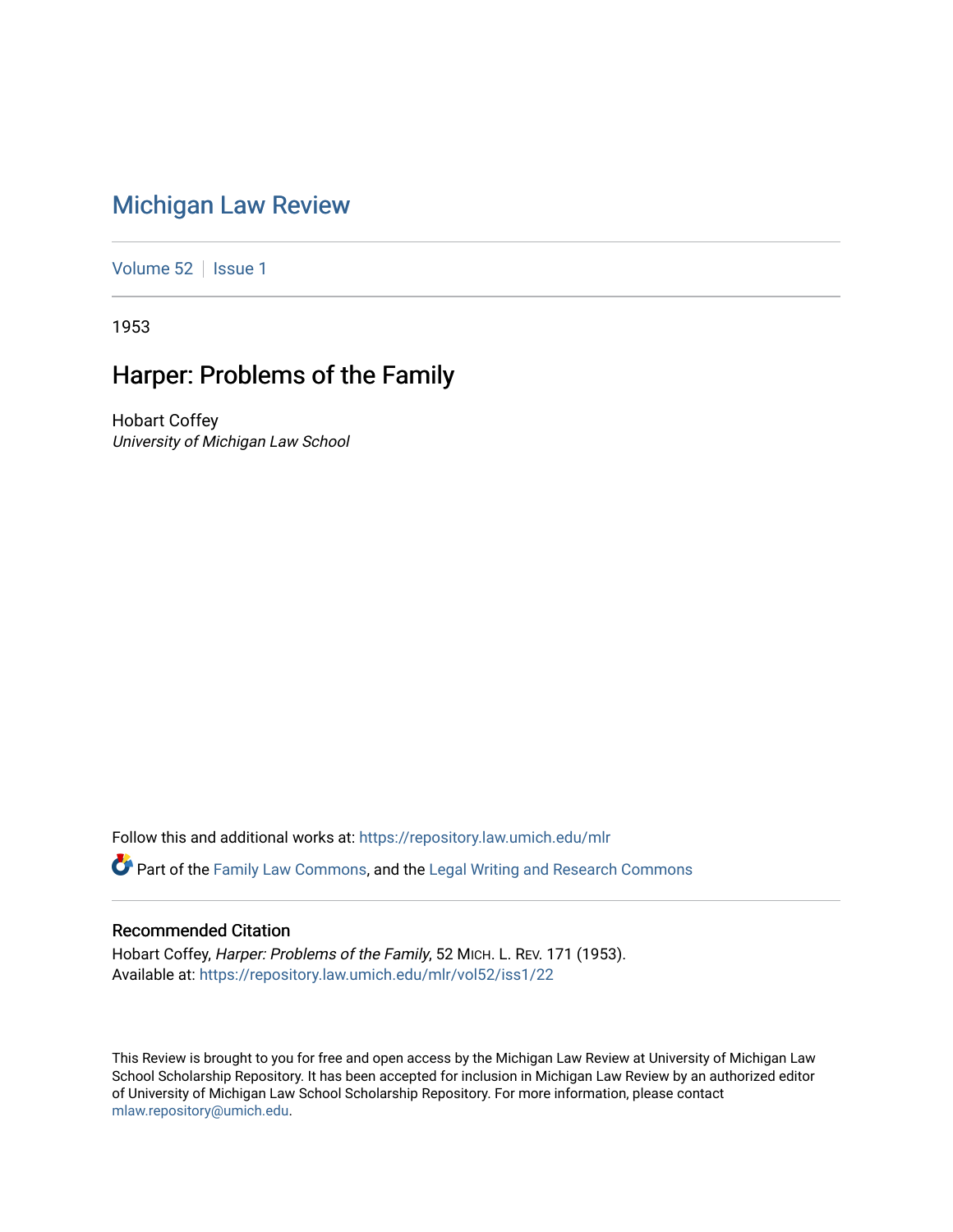# Michigan Law Review

Volume 52 | Issue 1

1953

## Harper: Problems of the Family

Hobart Coffey
*University of Michigan Law School*

Follow this and additional works at: https://repository.law.umich.edu/mlr

Part of the Family Law Commons, and the Legal Writing and Research Commons

### Recommended Citation

Hobart Coffey, *Harper: Problems of the Family*, 52 MICH. L. REV. 171 (1953).
Available at: https://repository.law.umich.edu/mlr/vol52/iss1/22

This Review is brought to you for free and open access by the Michigan Law Review at University of Michigan Law School Scholarship Repository. It has been accepted for inclusion in Michigan Law Review by an authorized editor of University of Michigan Law School Scholarship Repository. For more information, please contact mlaw.repository@umich.edu.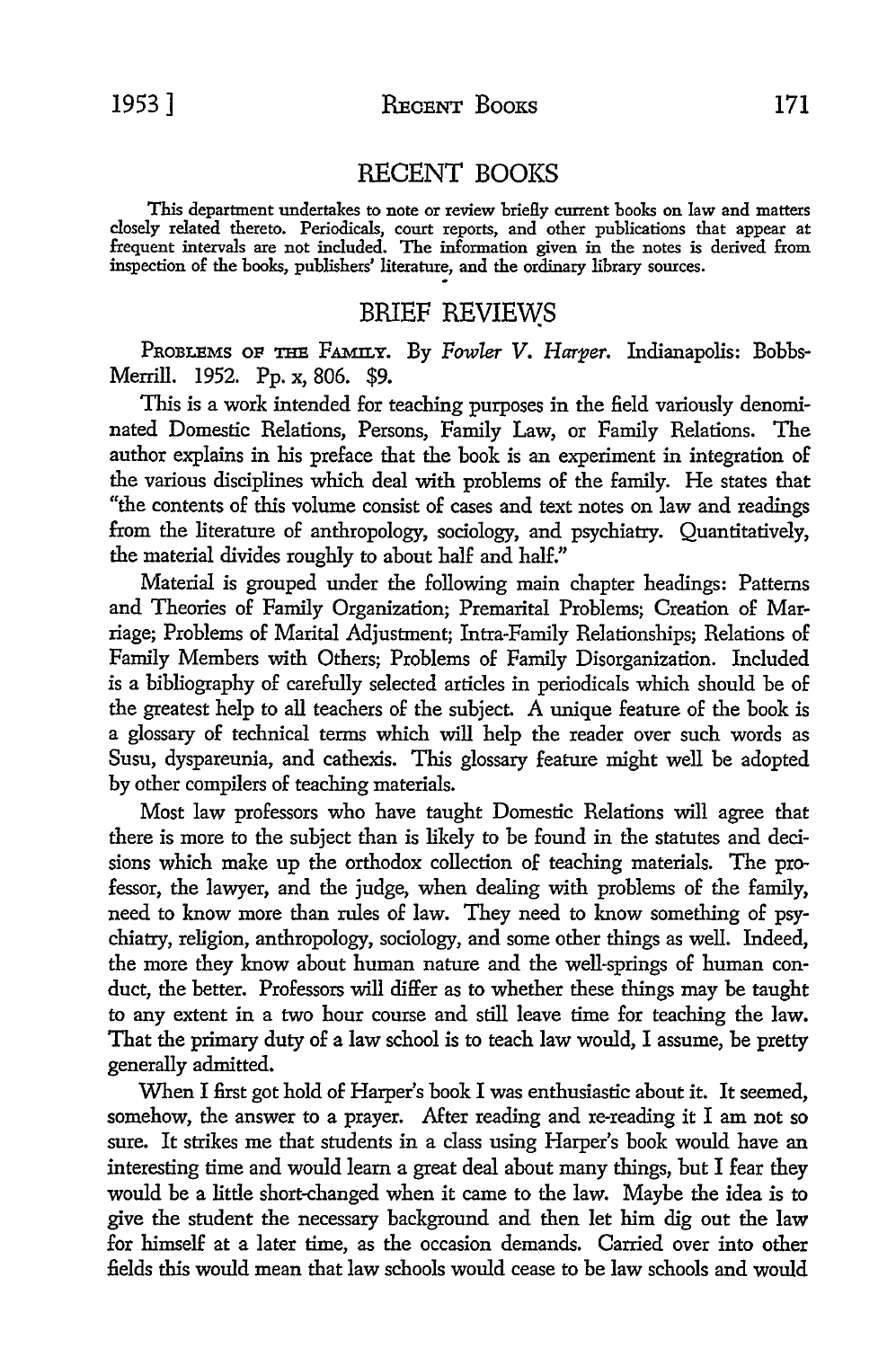# RECENT BOOKS

This department undertakes to note or review briefly current books on law and matters closely related thereto. Periodicals, court reports, and other publications that appear at frequent intervals are not included. The information given in the notes is derived from inspection of the books, publishers' literature, and the ordinary library sources.

## BRIEF REVIEWS

PROBLEMS OF THE FAMILY. By *Fowler V. Harper.* Indianapolis: Bobbs-Merrill. 1952. Pp. x, 806. $9.

This is a work intended for teaching purposes in the field variously denominated Domestic Relations, Persons, Family Law, or Family Relations. The author explains in his preface that the book is an experiment in integration of the various disciplines which deal with problems of the family. He states that "the contents of this volume consist of cases and text notes on law and readings from the literature of anthropology, sociology, and psychiatry. Quantitatively, the material divides roughly to about half and half."

Material is grouped under the following main chapter headings: Patterns and Theories of Family Organization; Premarital Problems; Creation of Marriage; Problems of Marital Adjustment; Intra-Family Relationships; Relations of Family Members with Others; Problems of Family Disorganization. Included is a bibliography of carefully selected articles in periodicals which should be of the greatest help to all teachers of the subject. A unique feature of the book is a glossary of technical terms which will help the reader over such words as Susu, dyspareunia, and cathexis. This glossary feature might well be adopted by other compilers of teaching materials.

Most law professors who have taught Domestic Relations will agree that there is more to the subject than is likely to be found in the statutes and decisions which make up the orthodox collection of teaching materials. The professor, the lawyer, and the judge, when dealing with problems of the family, need to know more than rules of law. They need to know something of psychiatry, religion, anthropology, sociology, and some other things as well. Indeed, the more they know about human nature and the well-springs of human conduct, the better. Professors will differ as to whether these things may be taught to any extent in a two hour course and still leave time for teaching the law. That the primary duty of a law school is to teach law would, I assume, be pretty generally admitted.

When I first got hold of Harper's book I was enthusiastic about it. It seemed, somehow, the answer to a prayer. After reading and re-reading it I am not so sure. It strikes me that students in a class using Harper's book would have an interesting time and would learn a great deal about many things, but I fear they would be a little short-changed when it came to the law. Maybe the idea is to give the student the necessary background and then let him dig out the law for himself at a later time, as the occasion demands. Carried over into other fields this would mean that law schools would cease to be law schools and would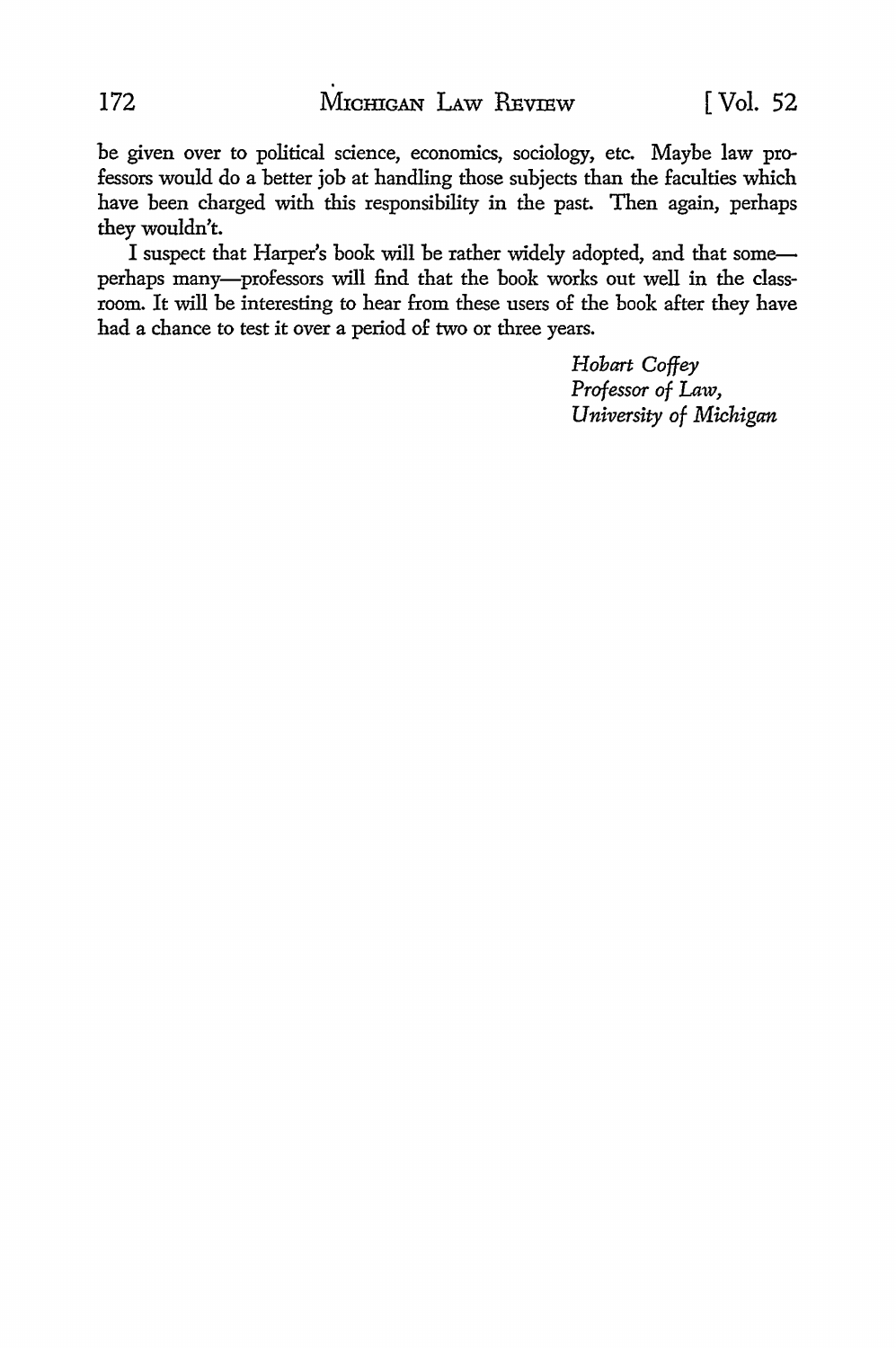be given over to political science, economics, sociology, etc. Maybe law professors would do a better job at handling those subjects than the faculties which have been charged with this responsibility in the past. Then again, perhaps they wouldn't.

I suspect that Harper's book will be rather widely adopted, and that some—perhaps many—professors will find that the book works out well in the classroom. It will be interesting to hear from these users of the book after they have had a chance to test it over a period of two or three years.

*Hobart Coffey*
*Professor of Law,*
*University of Michigan*